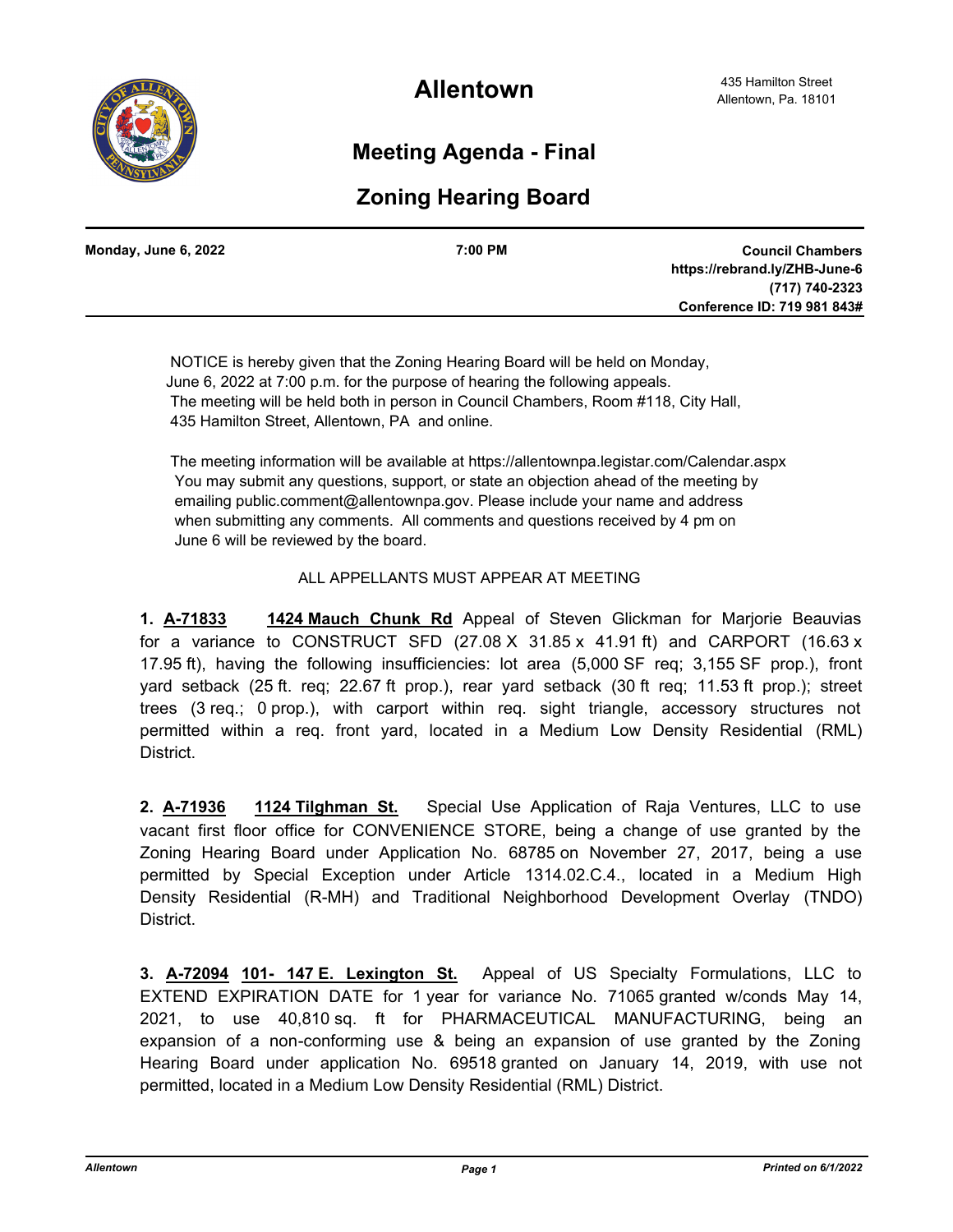# Allentown

435 Hamilton Street
Allentown, Pa. 18101

## Meeting Agenda - Final

## Zoning Hearing Board

**Monday, June 6, 2022** | **7:00 PM** | **Council Chambers**
**https://rebrand.ly/ZHB-June-6**
**(717) 740-2323**
**Conference ID: 719 981 843#**

---

NOTICE is hereby given that the Zoning Hearing Board will be held on Monday, June 6, 2022 at 7:00 p.m. for the purpose of hearing the following appeals. The meeting will be held both in person in Council Chambers, Room #118, City Hall, 435 Hamilton Street, Allentown, PA and online.

The meeting information will be available at https://allentownpa.legistar.com/Calendar.aspx You may submit any questions, support, or state an objection ahead of the meeting by emailing public.comment@allentownpa.gov. Please include your name and address when submitting any comments. All comments and questions received by 4 pm on June 6 will be reviewed by the board.

ALL APPELLANTS MUST APPEAR AT MEETING

**1.** **A-71833** **1424 Mauch Chunk Rd** Appeal of Steven Glickman for Marjorie Beauvias for a variance to CONSTRUCT SFD (27.08 X 31.85 x 41.91 ft) and CARPORT (16.63 x 17.95 ft), having the following insufficiencies: lot area (5,000 SF req; 3,155 SF prop.), front yard setback (25 ft. req; 22.67 ft prop.), rear yard setback (30 ft req; 11.53 ft prop.); street trees (3 req.; 0 prop.), with carport within req. sight triangle, accessory structures not permitted within a req. front yard, located in a Medium Low Density Residential (RML) District.

**2.** **A-71936** **1124 Tilghman St.** Special Use Application of Raja Ventures, LLC to use vacant first floor office for CONVENIENCE STORE, being a change of use granted by the Zoning Hearing Board under Application No. 68785 on November 27, 2017, being a use permitted by Special Exception under Article 1314.02.C.4., located in a Medium High Density Residential (R-MH) and Traditional Neighborhood Development Overlay (TNDO) District.

**3.** **A-72094** **101- 147 E. Lexington St.** Appeal of US Specialty Formulations, LLC to EXTEND EXPIRATION DATE for 1 year for variance No. 71065 granted w/conds May 14, 2021, to use 40,810 sq. ft for PHARMACEUTICAL MANUFACTURING, being an expansion of a non-conforming use & being an expansion of use granted by the Zoning Hearing Board under application No. 69518 granted on January 14, 2019, with use not permitted, located in a Medium Low Density Residential (RML) District.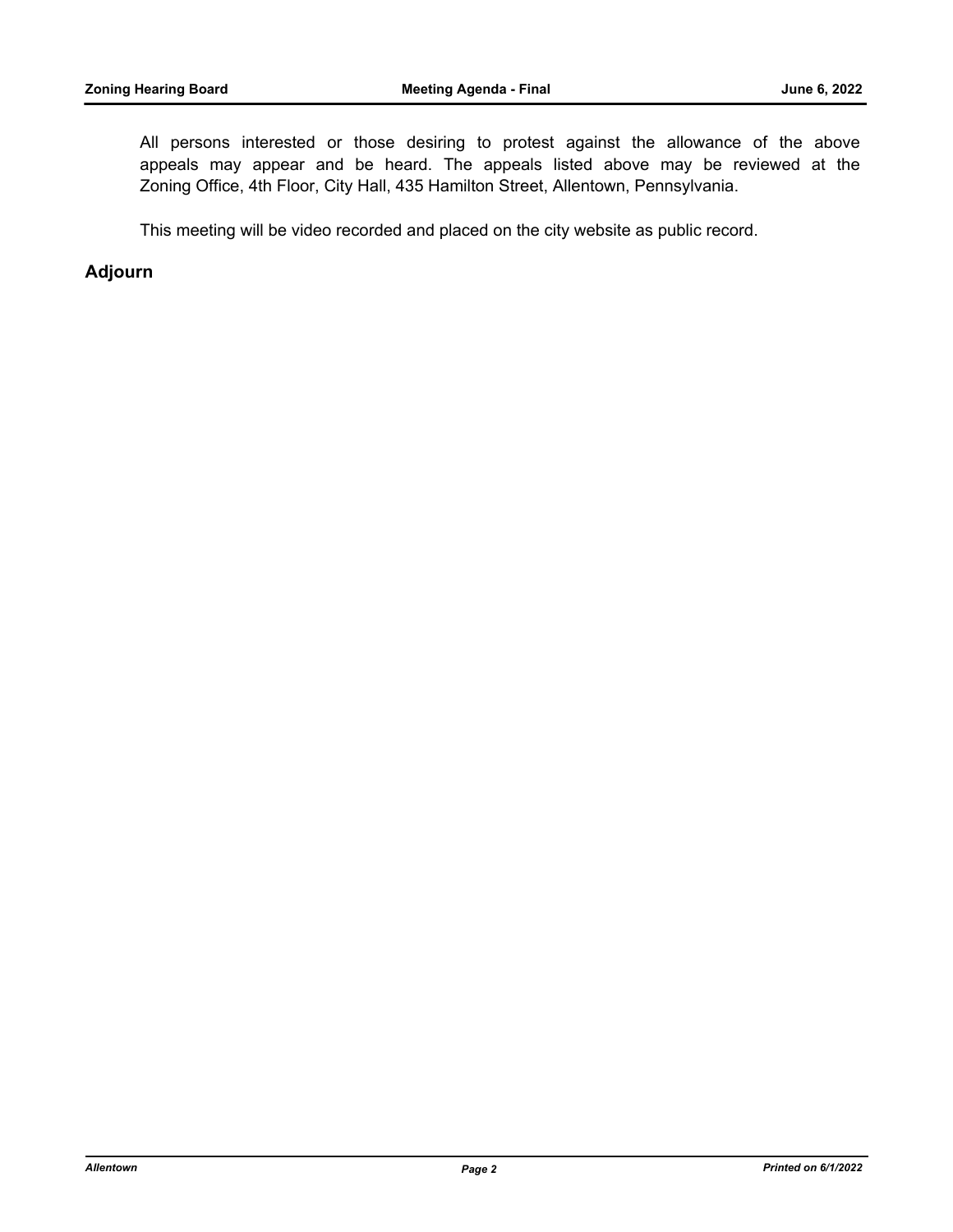All persons interested or those desiring to protest against the allowance of the above appeals may appear and be heard. The appeals listed above may be reviewed at the Zoning Office, 4th Floor, City Hall, 435 Hamilton Street, Allentown, Pennsylvania.

This meeting will be video recorded and placed on the city website as public record.

## Adjourn